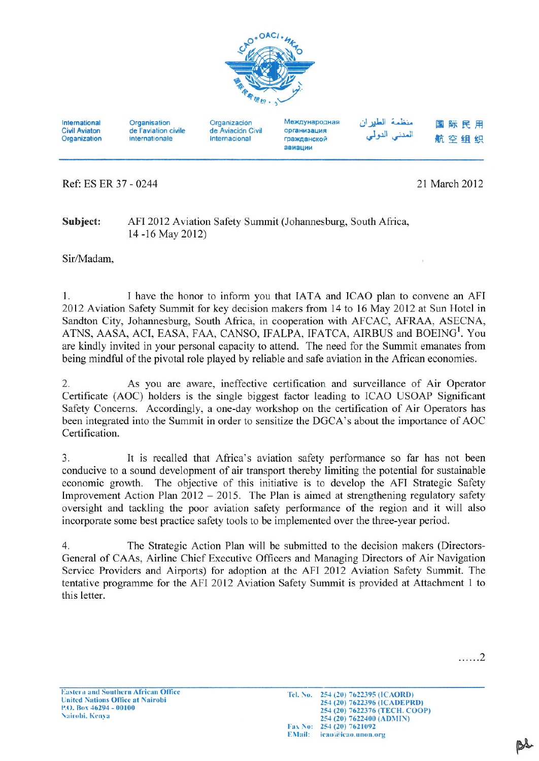International Civil Aviaton Organization | Organisation de l'aviation civile internationale | Organización de Aviación Civil Internacional | Международная организация гражданской авиации | منظمة الطيران المدني الدولي | 国际民用航空组织

Ref: ES ER 37 - 0244

21 March 2012

**Subject:** AFI 2012 Aviation Safety Summit (Johannesburg, South Africa, 14 -16 May 2012)

Sir/Madam,

1. I have the honor to inform you that IATA and ICAO plan to convene an AFI 2012 Aviation Safety Summit for key decision makers from 14 to 16 May 2012 at Sun Hotel in Sandton City, Johannesburg, South Africa, in cooperation with AFCAC, AFRAA, ASECNA, ATNS, AASA, ACI, EASA, FAA, CANSO, IFALPA, IFATCA, AIRBUS and BOEING[1]. You are kindly invited in your personal capacity to attend. The need for the Summit emanates from being mindful of the pivotal role played by reliable and safe aviation in the African economies.

2. As you are aware, ineffective certification and surveillance of Air Operator Certificate (AOC) holders is the single biggest factor leading to ICAO USOAP Significant Safety Concerns. Accordingly, a one-day workshop on the certification of Air Operators has been integrated into the Summit in order to sensitize the DGCA's about the importance of AOC Certification.

3. It is recalled that Africa's aviation safety performance so far has not been conducive to a sound development of air transport thereby limiting the potential for sustainable economic growth. The objective of this initiative is to develop the AFI Strategic Safety Improvement Action Plan 2012 – 2015. The Plan is aimed at strengthening regulatory safety oversight and tackling the poor aviation safety performance of the region and it will also incorporate some best practice safety tools to be implemented over the three-year period.

4. The Strategic Action Plan will be submitted to the decision makers (Directors-General of CAAs, Airline Chief Executive Officers and Managing Directors of Air Navigation Service Providers and Airports) for adoption at the AFI 2012 Aviation Safety Summit. The tentative programme for the AFI 2012 Aviation Safety Summit is provided at Attachment 1 to this letter.

……2

Eastern and Southern African Office
United Nations Office at Nairobi
P.O. Box 46294 - 00100
Nairobi, Kenya

Tel. No. 254 (20) 7622395 (ICAORD)
254 (20) 7622396 (ICADEPRD)
254 (20) 7622376 (TECH. COOP)
254 (20) 7622400 (ADMIN)
Fax No: 254 (20) 7621092
EMail: icao@icao.unon.org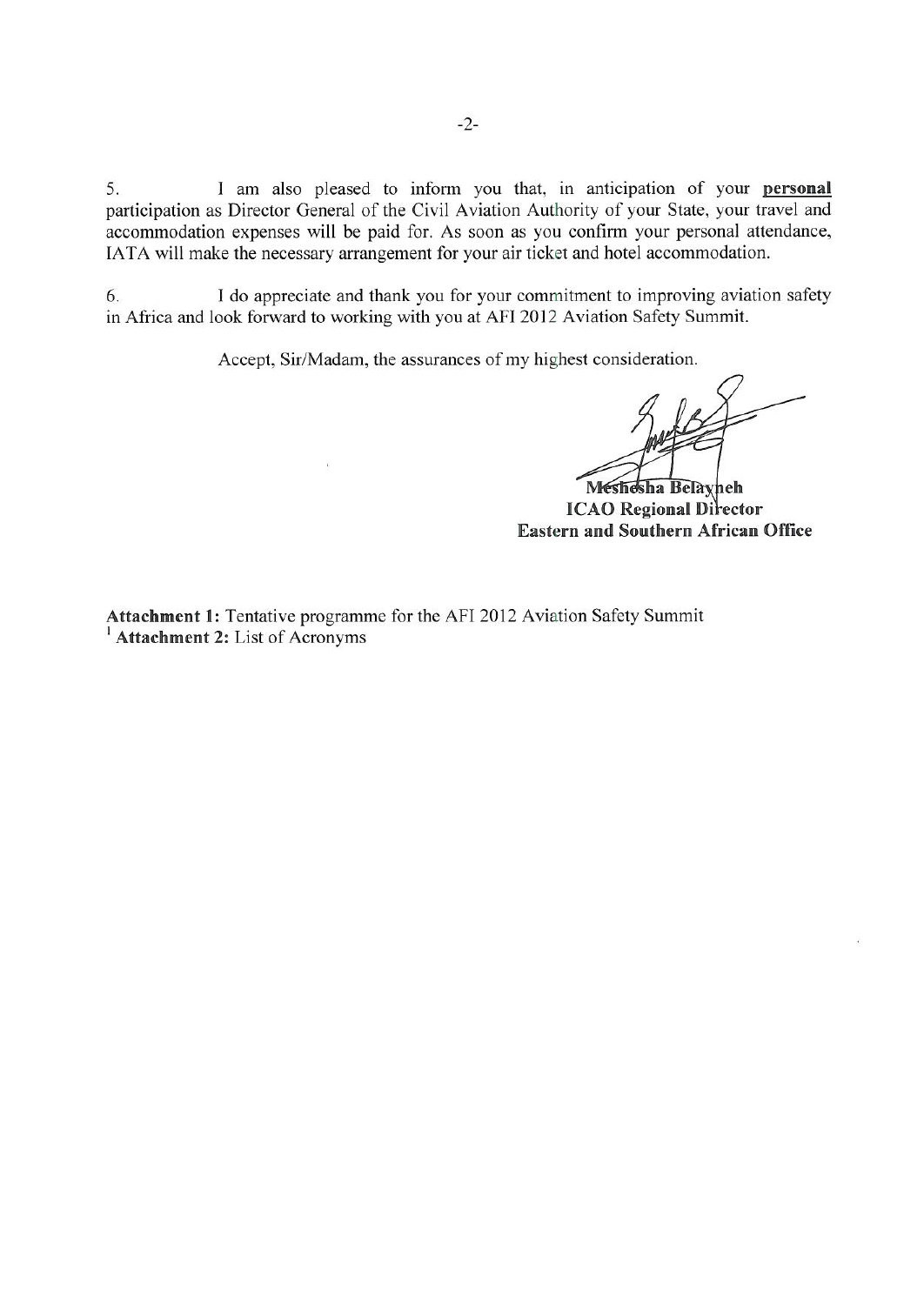5. I am also pleased to inform you that, in anticipation of your **personal** participation as Director General of the Civil Aviation Authority of your State, your travel and accommodation expenses will be paid for. As soon as you confirm your personal attendance, IATA will make the necessary arrangement for your air ticket and hotel accommodation.

6. I do appreciate and thank you for your commitment to improving aviation safety in Africa and look forward to working with you at AFI 2012 Aviation Safety Summit.

Accept, Sir/Madam, the assurances of my highest consideration.

**Meshesha Belayneh**
**ICAO Regional Director**
**Eastern and Southern African Office**

**Attachment 1:** Tentative programme for the AFI 2012 Aviation Safety Summit
[1] **Attachment 2:** List of Acronyms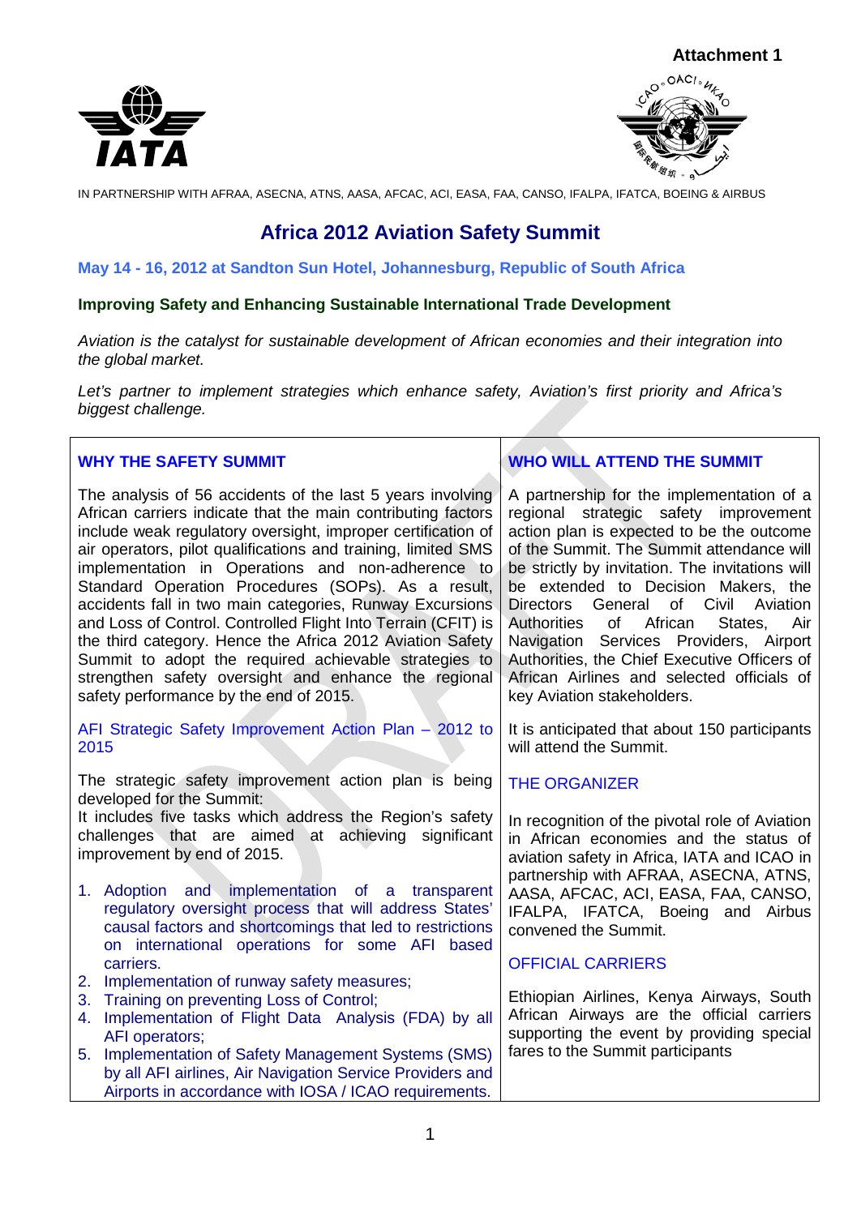Attachment 1

IN PARTNERSHIP WITH AFRAA, ASECNA, ATNS, AASA, AFCAC, ACI, EASA, FAA, CANSO, IFALPA, IFATCA, BOEING & AIRBUS

# Africa 2012 Aviation Safety Summit

**May 14 - 16, 2012 at Sandton Sun Hotel, Johannesburg, Republic of South Africa**

**Improving Safety and Enhancing Sustainable International Trade Development**

*Aviation is the catalyst for sustainable development of African economies and their integration into the global market.*

*Let's partner to implement strategies which enhance safety, Aviation's first priority and Africa's biggest challenge.*

## WHY THE SAFETY SUMMIT

The analysis of 56 accidents of the last 5 years involving African carriers indicate that the main contributing factors include weak regulatory oversight, improper certification of air operators, pilot qualifications and training, limited SMS implementation in Operations and non-adherence to Standard Operation Procedures (SOPs). As a result, accidents fall in two main categories, Runway Excursions and Loss of Control. Controlled Flight Into Terrain (CFIT) is the third category. Hence the Africa 2012 Aviation Safety Summit to adopt the required achievable strategies to strengthen safety oversight and enhance the regional safety performance by the end of 2015.

### AFI Strategic Safety Improvement Action Plan – 2012 to 2015

The strategic safety improvement action plan is being developed for the Summit:
It includes five tasks which address the Region's safety challenges that are aimed at achieving significant improvement by end of 2015.

1. Adoption and implementation of a transparent regulatory oversight process that will address States' causal factors and shortcomings that led to restrictions on international operations for some AFI based carriers.
2. Implementation of runway safety measures;
3. Training on preventing Loss of Control;
4. Implementation of Flight Data Analysis (FDA) by all AFI operators;
5. Implementation of Safety Management Systems (SMS) by all AFI airlines, Air Navigation Service Providers and Airports in accordance with IOSA / ICAO requirements.

## WHO WILL ATTEND THE SUMMIT

A partnership for the implementation of a regional strategic safety improvement action plan is expected to be the outcome of the Summit. The Summit attendance will be strictly by invitation. The invitations will be extended to Decision Makers, the Directors General of Civil Aviation Authorities of African States, Air Navigation Services Providers, Airport Authorities, the Chief Executive Officers of African Airlines and selected officials of key Aviation stakeholders.

It is anticipated that about 150 participants will attend the Summit.

## THE ORGANIZER

In recognition of the pivotal role of Aviation in African economies and the status of aviation safety in Africa, IATA and ICAO in partnership with AFRAA, ASECNA, ATNS, AASA, AFCAC, ACI, EASA, FAA, CANSO, IFALPA, IFATCA, Boeing and Airbus convened the Summit.

## OFFICIAL CARRIERS

Ethiopian Airlines, Kenya Airways, South African Airways are the official carriers supporting the event by providing special fares to the Summit participants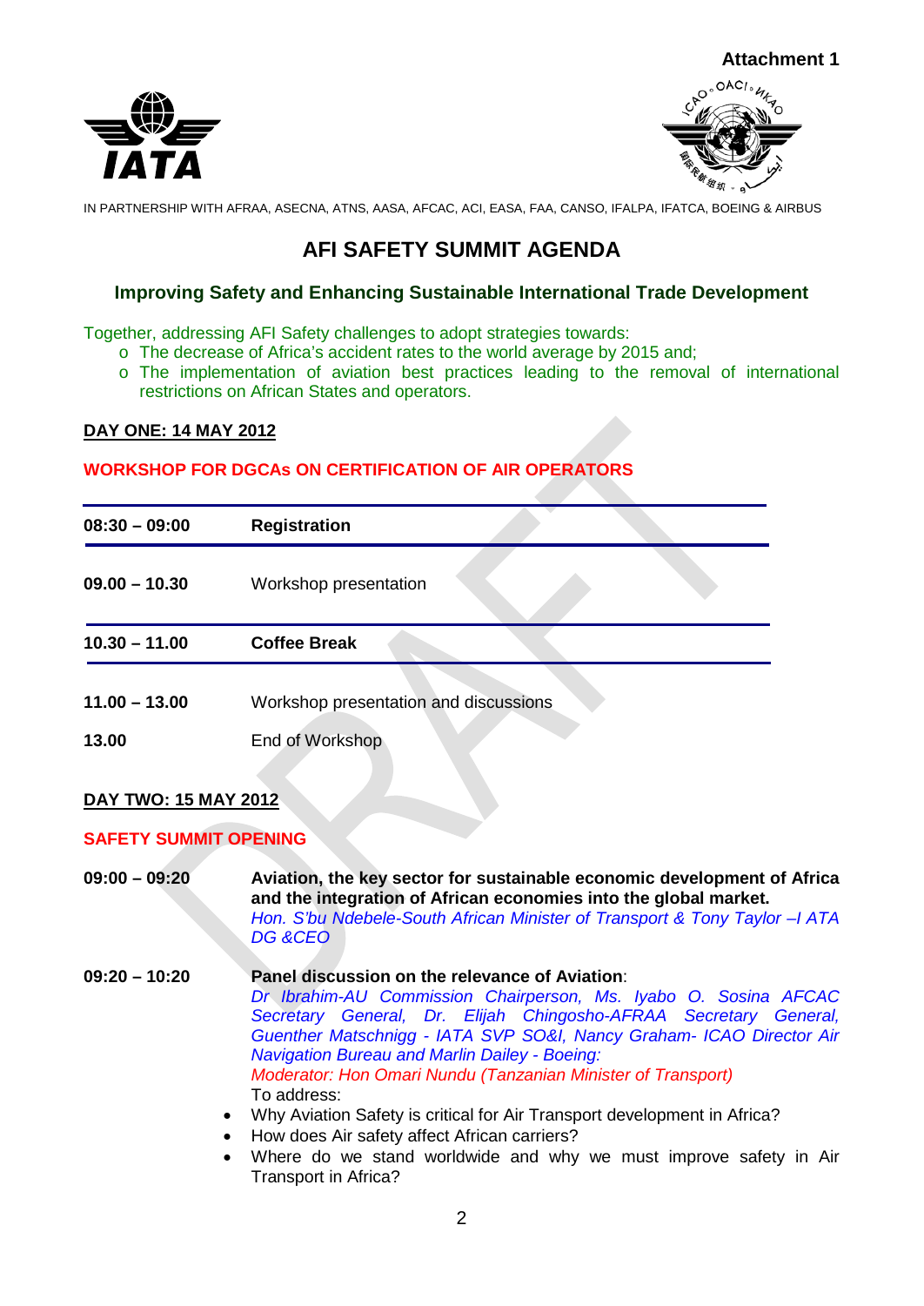Attachment 1

IN PARTNERSHIP WITH AFRAA, ASECNA, ATNS, AASA, AFCAC, ACI, EASA, FAA, CANSO, IFALPA, IFATCA, BOEING & AIRBUS

# AFI SAFETY SUMMIT AGENDA

## Improving Safety and Enhancing Sustainable International Trade Development

Together, addressing AFI Safety challenges to adopt strategies towards:

- The decrease of Africa's accident rates to the world average by 2015 and;
- The implementation of aviation best practices leading to the removal of international restrictions on African States and operators.

**DAY ONE: 14 MAY 2012**

**WORKSHOP FOR DGCAs ON CERTIFICATION OF AIR OPERATORS**

| | |
|---|---|
| **08:30 – 09:00** | **Registration** |
| **09.00 – 10.30** | Workshop presentation |
| **10.30 – 11.00** | **Coffee Break** |
| **11.00 – 13.00** | Workshop presentation and discussions |
| **13.00** | End of Workshop |

**DAY TWO: 15 MAY 2012**

**SAFETY SUMMIT OPENING**

**09:00 – 09:20** **Aviation, the key sector for sustainable economic development of Africa and the integration of African economies into the global market.**
*Hon. S'bu Ndebele-South African Minister of Transport & Tony Taylor –I ATA DG &CEO*

**09:20 – 10:20** **Panel discussion on the relevance of Aviation**:
*Dr Ibrahim-AU Commission Chairperson, Ms. Iyabo O. Sosina AFCAC Secretary General, Dr. Elijah Chingosho-AFRAA Secretary General, Guenther Matschnigg - IATA SVP SO&I, Nancy Graham- ICAO Director Air Navigation Bureau and Marlin Dailey - Boeing:*
*Moderator: Hon Omari Nundu (Tanzanian Minister of Transport)*
To address:

- Why Aviation Safety is critical for Air Transport development in Africa?
- How does Air safety affect African carriers?
- Where do we stand worldwide and why we must improve safety in Air Transport in Africa?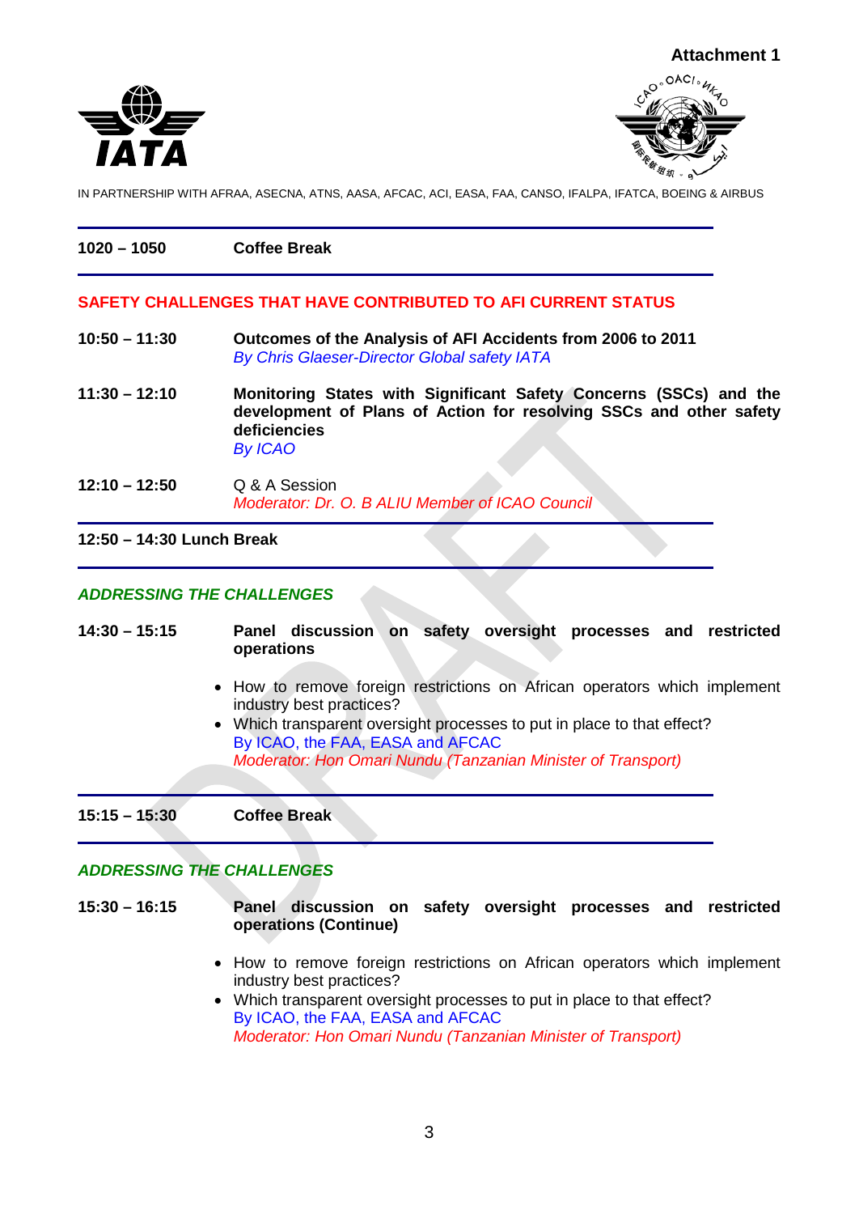**Attachment 1**

IN PARTNERSHIP WITH AFRAA, ASECNA, ATNS, AASA, AFCAC, ACI, EASA, FAA, CANSO, IFALPA, IFATCA, BOEING & AIRBUS

---

**1020 – 1050** **Coffee Break**

---

## SAFETY CHALLENGES THAT HAVE CONTRIBUTED TO AFI CURRENT STATUS

**10:50 – 11:30** **Outcomes of the Analysis of AFI Accidents from 2006 to 2011**
*By Chris Glaeser-Director Global safety IATA*

**11:30 – 12:10** **Monitoring States with Significant Safety Concerns (SSCs) and the development of Plans of Action for resolving SSCs and other safety deficiencies**
*By ICAO*

**12:10 – 12:50** Q & A Session
*Moderator: Dr. O. B ALIU Member of ICAO Council*

---

**12:50 – 14:30 Lunch Break**

---

## *ADDRESSING THE CHALLENGES*

**14:30 – 15:15** **Panel discussion on safety oversight processes and restricted operations**

- How to remove foreign restrictions on African operators which implement industry best practices?
- Which transparent oversight processes to put in place to that effect?
  By ICAO, the FAA, EASA and AFCAC
  *Moderator: Hon Omari Nundu (Tanzanian Minister of Transport)*

---

**15:15 – 15:30** **Coffee Break**

---

## *ADDRESSING THE CHALLENGES*

**15:30 – 16:15** **Panel discussion on safety oversight processes and restricted operations (Continue)**

- How to remove foreign restrictions on African operators which implement industry best practices?
- Which transparent oversight processes to put in place to that effect?
  By ICAO, the FAA, EASA and AFCAC
  *Moderator: Hon Omari Nundu (Tanzanian Minister of Transport)*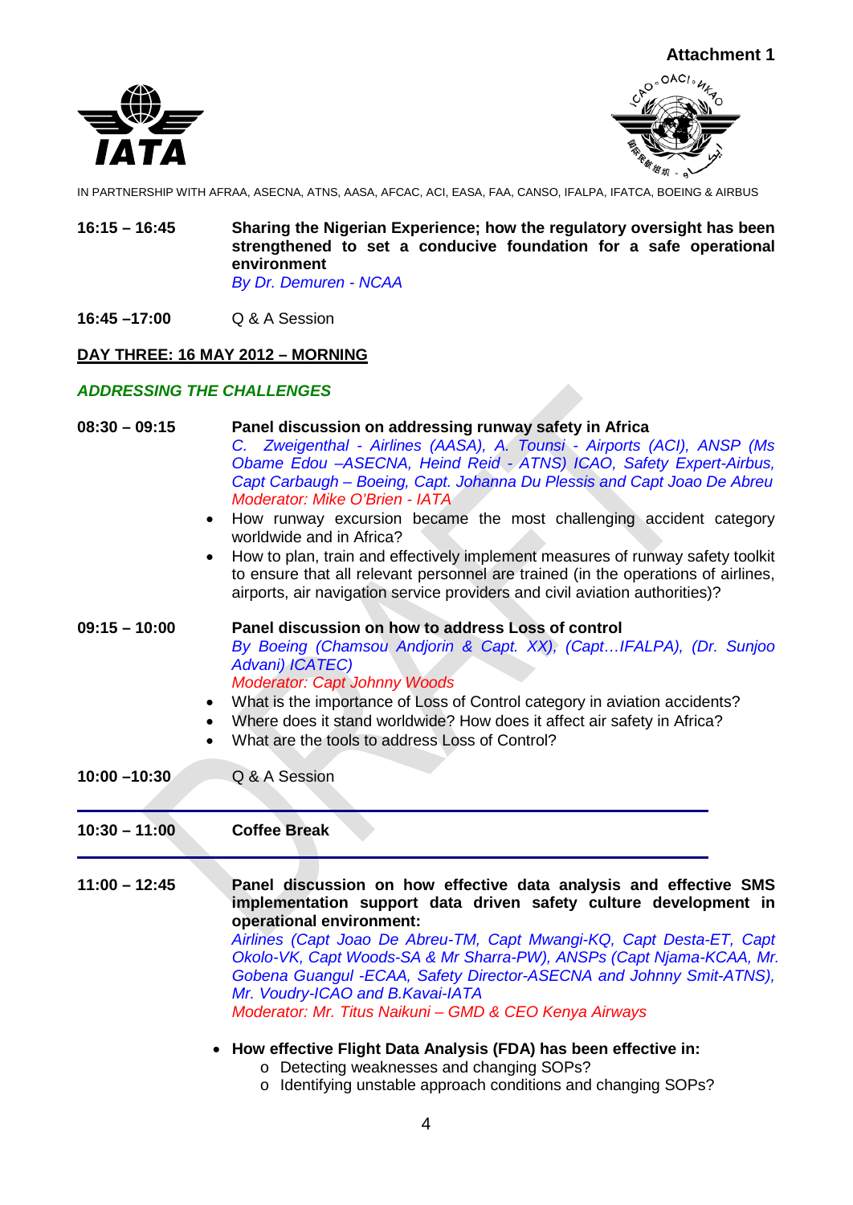**Attachment 1**

IN PARTNERSHIP WITH AFRAA, ASECNA, ATNS, AASA, AFCAC, ACI, EASA, FAA, CANSO, IFALPA, IFATCA, BOEING & AIRBUS

**16:15 – 16:45** **Sharing the Nigerian Experience; how the regulatory oversight has been strengthened to set a conducive foundation for a safe operational environment**
*By Dr. Demuren - NCAA*

**16:45 –17:00** Q & A Session

**DAY THREE: 16 MAY 2012 – MORNING**

***ADDRESSING THE CHALLENGES***

**08:30 – 09:15** **Panel discussion on addressing runway safety in Africa**
*C. Zweigenthal - Airlines (AASA), A. Tounsi - Airports (ACI), ANSP (Ms Obame Edou –ASECNA, Heind Reid - ATNS) ICAO, Safety Expert-Airbus, Capt Carbaugh – Boeing, Capt. Johanna Du Plessis and Capt Joao De Abreu*
*Moderator: Mike O'Brien - IATA*

- How runway excursion became the most challenging accident category worldwide and in Africa?
- How to plan, train and effectively implement measures of runway safety toolkit to ensure that all relevant personnel are trained (in the operations of airlines, airports, air navigation service providers and civil aviation authorities)?

**09:15 – 10:00** **Panel discussion on how to address Loss of control**
*By Boeing (Chamsou Andjorin & Capt. XX), (Capt…IFALPA), (Dr. Sunjoo Advani) ICATEC)*
*Moderator: Capt Johnny Woods*

- What is the importance of Loss of Control category in aviation accidents?
- Where does it stand worldwide? How does it affect air safety in Africa?
- What are the tools to address Loss of Control?

**10:00 –10:30** Q & A Session

**10:30 – 11:00** **Coffee Break**

**11:00 – 12:45** **Panel discussion on how effective data analysis and effective SMS implementation support data driven safety culture development in operational environment:**
*Airlines (Capt Joao De Abreu-TM, Capt Mwangi-KQ, Capt Desta-ET, Capt Okolo-VK, Capt Woods-SA & Mr Sharra-PW), ANSPs (Capt Njama-KCAA, Mr. Gobena Guangul -ECAA, Safety Director-ASECNA and Johnny Smit-ATNS), Mr. Voudry-ICAO and B.Kavai-IATA*
*Moderator: Mr. Titus Naikuni – GMD & CEO Kenya Airways*

- **How effective Flight Data Analysis (FDA) has been effective in:**
  - Detecting weaknesses and changing SOPs?
  - Identifying unstable approach conditions and changing SOPs?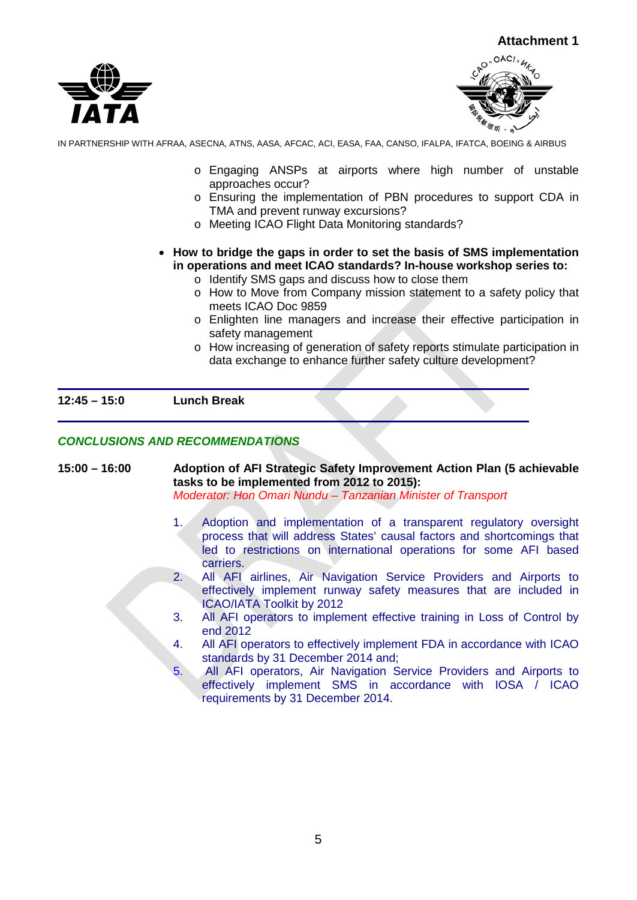Attachment 1

IN PARTNERSHIP WITH AFRAA, ASECNA, ATNS, AASA, AFCAC, ACI, EASA, FAA, CANSO, IFALPA, IFATCA, BOEING & AIRBUS

- Engaging ANSPs at airports where high number of unstable approaches occur?
- Ensuring the implementation of PBN procedures to support CDA in TMA and prevent runway excursions?
- Meeting ICAO Flight Data Monitoring standards?

- **How to bridge the gaps in order to set the basis of SMS implementation in operations and meet ICAO standards? In-house workshop series to:**
  - Identify SMS gaps and discuss how to close them
  - How to Move from Company mission statement to a safety policy that meets ICAO Doc 9859
  - Enlighten line managers and increase their effective participation in safety management
  - How increasing of generation of safety reports stimulate participation in data exchange to enhance further safety culture development?

**12:45 – 15:0** **Lunch Break**

***CONCLUSIONS AND RECOMMENDATIONS***

**15:00 – 16:00** **Adoption of AFI Strategic Safety Improvement Action Plan (5 achievable tasks to be implemented from 2012 to 2015):**
*Moderator: Hon Omari Nundu – Tanzanian Minister of Transport*

1. Adoption and implementation of a transparent regulatory oversight process that will address States' causal factors and shortcomings that led to restrictions on international operations for some AFI based carriers.
2. All AFI airlines, Air Navigation Service Providers and Airports to effectively implement runway safety measures that are included in ICAO/IATA Toolkit by 2012
3. All AFI operators to implement effective training in Loss of Control by end 2012
4. All AFI operators to effectively implement FDA in accordance with ICAO standards by 31 December 2014 and;
5. All AFI operators, Air Navigation Service Providers and Airports to effectively implement SMS in accordance with IOSA / ICAO requirements by 31 December 2014.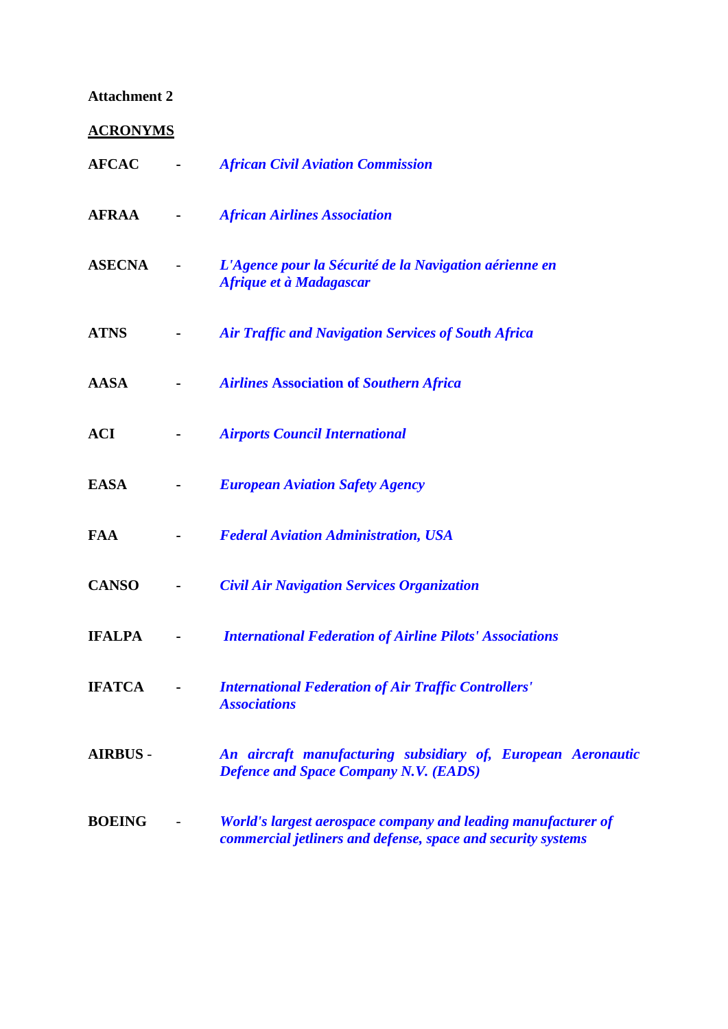**Attachment 2**

**ACRONYMS**

| | | |
|---|---|---|
| **AFCAC** | **-** | ***African Civil Aviation Commission*** |
| **AFRAA** | **-** | ***African Airlines Association*** |
| **ASECNA** | - | ***L'Agence pour la Sécurité de la Navigation aérienne en Afrique et à Madagascar*** |
| **ATNS** | **-** | ***Air Traffic and Navigation Services of South Africa*** |
| **AASA** | **-** | ***Airlines* Association of *Southern Africa*** |
| **ACI** | **-** | ***Airports Council International*** |
| **EASA** | **-** | ***European Aviation Safety Agency*** |
| **FAA** | **-** | ***Federal Aviation Administration, USA*** |
| **CANSO** | **-** | ***Civil Air Navigation Services Organization*** |
| **IFALPA** | **-** | ***International Federation of Airline Pilots' Associations*** |
| **IFATCA** | **-** | ***International Federation of Air Traffic Controllers' Associations*** |
| **AIRBUS** | **-** | ***An aircraft manufacturing subsidiary of, European Aeronautic Defence and Space Company N.V. (EADS)*** |
| **BOEING** | - | ***World's largest aerospace company and leading manufacturer of commercial jetliners and defense, space and security systems*** |